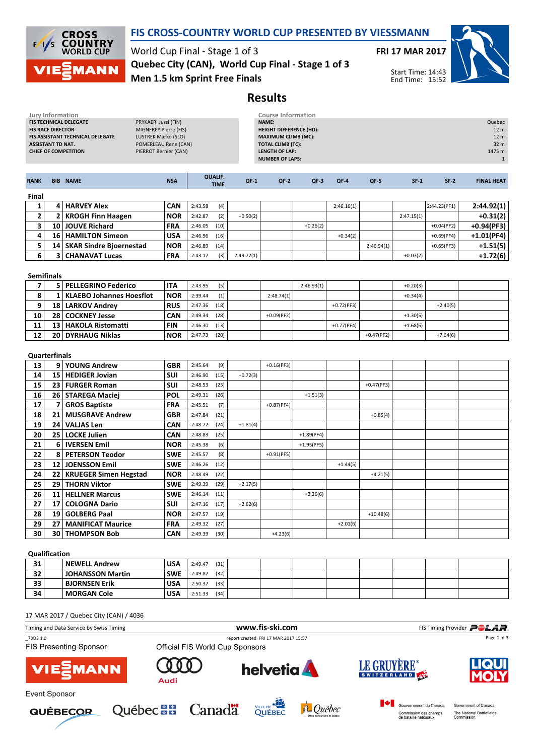# FIS CROSS-COUNTRY WORLD CUP PRESENTED BY VIESSMANN

World Cup Final - Stage 1 of 3

**Quebec City (CAN), World Cup Final - Stage 1 of 3**

**Men 1.5 km Sprint Free Finals**

**FRI 17 MAR 2017**

Start Time: 14:43
End Time: 15:52

## Results

**Jury Information**

| | |
|---|---|
| FIS TECHNICAL DELEGATE | PRYKAERI Jussi (FIN) |
| FIS RACE DIRECTOR | MIGNEREY Pierre (FIS) |
| FIS ASSISTANT TECHNICAL DELEGATE | LUSTREK Marko (SLO) |
| ASSISTANT TD NAT. | POMERLEAU Rene (CAN) |
| CHIEF OF COMPETITION | PIERROT Bernier (CAN) |

**Course Information**

| | |
|---|---|
| NAME: | Quebec |
| HEIGHT DIFFERENCE (HD): | 12 m |
| MAXIMUM CLIMB (MC): | 12 m |
| TOTAL CLIMB (TC): | 32 m |
| LENGTH OF LAP: | 1475 m |
| NUMBER OF LAPS: | 1 |

| RANK | BIB | NAME | NSA | QUALIF. TIME | | QF-1 | QF-2 | QF-3 | QF-4 | QF-5 | SF-1 | SF-2 | FINAL HEAT |
|---|---|---|---|---|---|---|---|---|---|---|---|---|---|
| **Final** | | | | | | | | | | | | | |
| 1 | 4 | HARVEY Alex | CAN | 2:43.58 | (4) | | | | 2:46.16(1) | | | 2:44.23(PF1) | 2:44.92(1) |
| 2 | 2 | KROGH Finn Haagen | NOR | 2:42.87 | (2) | +0.50(2) | | | | | 2:47.15(1) | | +0.31(2) |
| 3 | 10 | JOUVE Richard | FRA | 2:46.05 | (10) | | | +0.26(2) | | | | +0.04(PF2) | +0.94(PF3) |
| 4 | 16 | HAMILTON Simeon | USA | 2:46.96 | (16) | | | | +0.34(2) | | | +0.69(PF4) | +1.01(PF4) |
| 5 | 14 | SKAR Sindre Bjoernestad | NOR | 2:46.89 | (14) | | | | | 2:46.94(1) | | +0.65(PF3) | +1.51(5) |
| 6 | 3 | CHANAVAT Lucas | FRA | 2:43.17 | (3) | 2:49.72(1) | | | | | +0.07(2) | | +1.72(6) |
| **Semifinals** | | | | | | | | | | | | | |
| 7 | 5 | PELLEGRINO Federico | ITA | 2:43.95 | (5) | | | 2:46.93(1) | | | +0.20(3) | | |
| 8 | 1 | KLAEBO Johannes Hoesflot | NOR | 2:39.44 | (1) | | 2:48.74(1) | | | | +0.34(4) | | |
| 9 | 18 | LARKOV Andrey | RUS | 2:47.36 | (18) | | | | +0.72(PF3) | | | +2.40(5) | |
| 10 | 28 | COCKNEY Jesse | CAN | 2:49.34 | (28) | | +0.09(PF2) | | | | +1.30(5) | | |
| 11 | 13 | HAKOLA Ristomatti | FIN | 2:46.30 | (13) | | | | +0.77(PF4) | | +1.68(6) | | |
| 12 | 20 | DYRHAUG Niklas | NOR | 2:47.73 | (20) | | | | | +0.47(PF2) | | +7.64(6) | |
| **Quarterfinals** | | | | | | | | | | | | | |
| 13 | 9 | YOUNG Andrew | GBR | 2:45.64 | (9) | | +0.16(PF3) | | | | | | |
| 14 | 15 | HEDIGER Jovian | SUI | 2:46.90 | (15) | +0.72(3) | | | | | | | |
| 15 | 23 | FURGER Roman | SUI | 2:48.53 | (23) | | | | | +0.47(PF3) | | | |
| 16 | 26 | STAREGA Maciej | POL | 2:49.31 | (26) | | | +1.51(3) | | | | | |
| 17 | 7 | GROS Baptiste | FRA | 2:45.51 | (7) | | +0.87(PF4) | | | | | | |
| 18 | 21 | MUSGRAVE Andrew | GBR | 2:47.84 | (21) | | | | | +0.85(4) | | | |
| 19 | 24 | VALJAS Len | CAN | 2:48.72 | (24) | +1.81(4) | | | | | | | |
| 20 | 25 | LOCKE Julien | CAN | 2:48.83 | (25) | | | +1.89(PF4) | | | | | |
| 21 | 6 | IVERSEN Emil | NOR | 2:45.38 | (6) | | | +1.95(PF5) | | | | | |
| 22 | 8 | PETERSON Teodor | SWE | 2:45.57 | (8) | | +0.91(PF5) | | | | | | |
| 23 | 12 | JOENSSON Emil | SWE | 2:46.26 | (12) | | | | +1.44(5) | | | | |
| 24 | 22 | KRUEGER Simen Hegstad | NOR | 2:48.49 | (22) | | | | | +4.21(5) | | | |
| 25 | 29 | THORN Viktor | SWE | 2:49.39 | (29) | +2.17(5) | | | | | | | |
| 26 | 11 | HELLNER Marcus | SWE | 2:46.14 | (11) | | | +2.26(6) | | | | | |
| 27 | 17 | COLOGNA Dario | SUI | 2:47.16 | (17) | +2.62(6) | | | | | | | |
| 28 | 19 | GOLBERG Paal | NOR | 2:47.57 | (19) | | | | | +10.48(6) | | | |
| 29 | 27 | MANIFICAT Maurice | FRA | 2:49.32 | (27) | | | | +2.01(6) | | | | |
| 30 | 30 | THOMPSON Bob | CAN | 2:49.39 | (30) | | +4.23(6) | | | | | | |
| **Qualification** | | | | | | | | | | | | | |
| 31 | | NEWELL Andrew | USA | 2:49.47 | (31) | | | | | | | | |
| 32 | | JOHANSSON Martin | SWE | 2:49.87 | (32) | | | | | | | | |
| 33 | | BJORNSEN Erik | USA | 2:50.37 | (33) | | | | | | | | |
| 34 | | MORGAN Cole | USA | 2:51.33 | (34) | | | | | | | | |

17 MAR 2017 / Quebec City (CAN) / 4036

Timing and Data Service by Swiss Timing | www.fis-ski.com | FIS Timing Provider POLAR

_73D3 1.0 report created FRI 17 MAR 2017 15:57

FIS Presenting Sponsor: VIESSMANN

Official FIS World Cup Sponsors: Audi, helvetia, LE GRUYÈRE SWITZERLAND AOP, LIQUI MOLY

Event Sponsor: QUÉBECOR, Québec, Canada, Ville de Québec, Québec Office du tourisme de Québec, Gouvernement du Canada Commission des champs de bataille nationaux, Government of Canada The National Battlefields Commission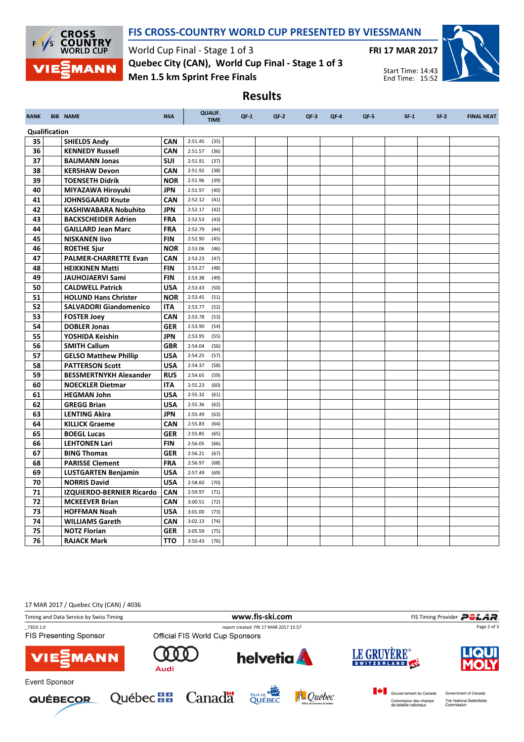# FIS CROSS-COUNTRY WORLD CUP PRESENTED BY VIESSMANN

World Cup Final - Stage 1 of 3

**FRI 17 MAR 2017**

**Quebec City (CAN), World Cup Final - Stage 1 of 3**

**Men 1.5 km Sprint Free Finals**

Start Time: 14:43
End Time: 15:52

## Results

| RANK | BIB | NAME | NSA | QUALIF. TIME | QF-1 | QF-2 | QF-3 | QF-4 | QF-5 | SF-1 | SF-2 | FINAL HEAT |
|---|---|---|---|---|---|---|---|---|---|---|---|---|
| **Qualification** | | | | | | | | | | | | |
| 35 | | SHIELDS Andy | CAN | 2:51.45 (35) | | | | | | | | |
| 36 | | KENNEDY Russell | CAN | 2:51.57 (36) | | | | | | | | |
| 37 | | BAUMANN Jonas | SUI | 2:51.91 (37) | | | | | | | | |
| 38 | | KERSHAW Devon | CAN | 2:51.92 (38) | | | | | | | | |
| 39 | | TOENSETH Didrik | NOR | 2:51.96 (39) | | | | | | | | |
| 40 | | MIYAZAWA Hiroyuki | JPN | 2:51.97 (40) | | | | | | | | |
| 41 | | JOHNSGAARD Knute | CAN | 2:52.12 (41) | | | | | | | | |
| 42 | | KASHIWABARA Nobuhito | JPN | 2:52.17 (42) | | | | | | | | |
| 43 | | BACKSCHEIDER Adrien | FRA | 2:52.53 (43) | | | | | | | | |
| 44 | | GAILLARD Jean Marc | FRA | 2:52.79 (44) | | | | | | | | |
| 45 | | NISKANEN Iivo | FIN | 2:52.90 (45) | | | | | | | | |
| 46 | | ROETHE Sjur | NOR | 2:53.06 (46) | | | | | | | | |
| 47 | | PALMER-CHARRETTE Evan | CAN | 2:53.23 (47) | | | | | | | | |
| 48 | | HEIKKINEN Matti | FIN | 2:53.27 (48) | | | | | | | | |
| 49 | | JAUHOJAERVI Sami | FIN | 2:53.38 (49) | | | | | | | | |
| 50 | | CALDWELL Patrick | USA | 2:53.43 (50) | | | | | | | | |
| 51 | | HOLUND Hans Christer | NOR | 2:53.45 (51) | | | | | | | | |
| 52 | | SALVADORI Giandomenico | ITA | 2:53.77 (52) | | | | | | | | |
| 53 | | FOSTER Joey | CAN | 2:53.78 (53) | | | | | | | | |
| 54 | | DOBLER Jonas | GER | 2:53.90 (54) | | | | | | | | |
| 55 | | YOSHIDA Keishin | JPN | 2:53.95 (55) | | | | | | | | |
| 56 | | SMITH Callum | GBR | 2:54.04 (56) | | | | | | | | |
| 57 | | GELSO Matthew Phillip | USA | 2:54.25 (57) | | | | | | | | |
| 58 | | PATTERSON Scott | USA | 2:54.37 (58) | | | | | | | | |
| 59 | | BESSMERTNYKH Alexander | RUS | 2:54.65 (59) | | | | | | | | |
| 60 | | NOECKLER Dietmar | ITA | 2:55.23 (60) | | | | | | | | |
| 61 | | HEGMAN John | USA | 2:55.32 (61) | | | | | | | | |
| 62 | | GREGG Brian | USA | 2:55.36 (62) | | | | | | | | |
| 63 | | LENTING Akira | JPN | 2:55.49 (63) | | | | | | | | |
| 64 | | KILLICK Graeme | CAN | 2:55.83 (64) | | | | | | | | |
| 65 | | BOEGL Lucas | GER | 2:55.85 (65) | | | | | | | | |
| 66 | | LEHTONEN Lari | FIN | 2:56.05 (66) | | | | | | | | |
| 67 | | BING Thomas | GER | 2:56.21 (67) | | | | | | | | |
| 68 | | PARISSE Clement | FRA | 2:56.97 (68) | | | | | | | | |
| 69 | | LUSTGARTEN Benjamin | USA | 2:57.49 (69) | | | | | | | | |
| 70 | | NORRIS David | USA | 2:58.60 (70) | | | | | | | | |
| 71 | | IZQUIERDO-BERNIER Ricardo | CAN | 2:59.97 (71) | | | | | | | | |
| 72 | | MCKEEVER Brian | CAN | 3:00.51 (72) | | | | | | | | |
| 73 | | HOFFMAN Noah | USA | 3:01.00 (73) | | | | | | | | |
| 74 | | WILLIAMS Gareth | CAN | 3:02.13 (74) | | | | | | | | |
| 75 | | NOTZ Florian | GER | 3:05.59 (75) | | | | | | | | |
| 76 | | RAJACK Mark | TTO | 3:50.43 (76) | | | | | | | | |

17 MAR 2017 / Quebec City (CAN) / 4036

Timing and Data Service by Swiss Timing — www.fis-ski.com — FIS Timing Provider POLAR

_73D3 1.0 — report created FRI 17 MAR 2017 15:57

FIS Presenting Sponsor — Official FIS World Cup Sponsors

Event Sponsor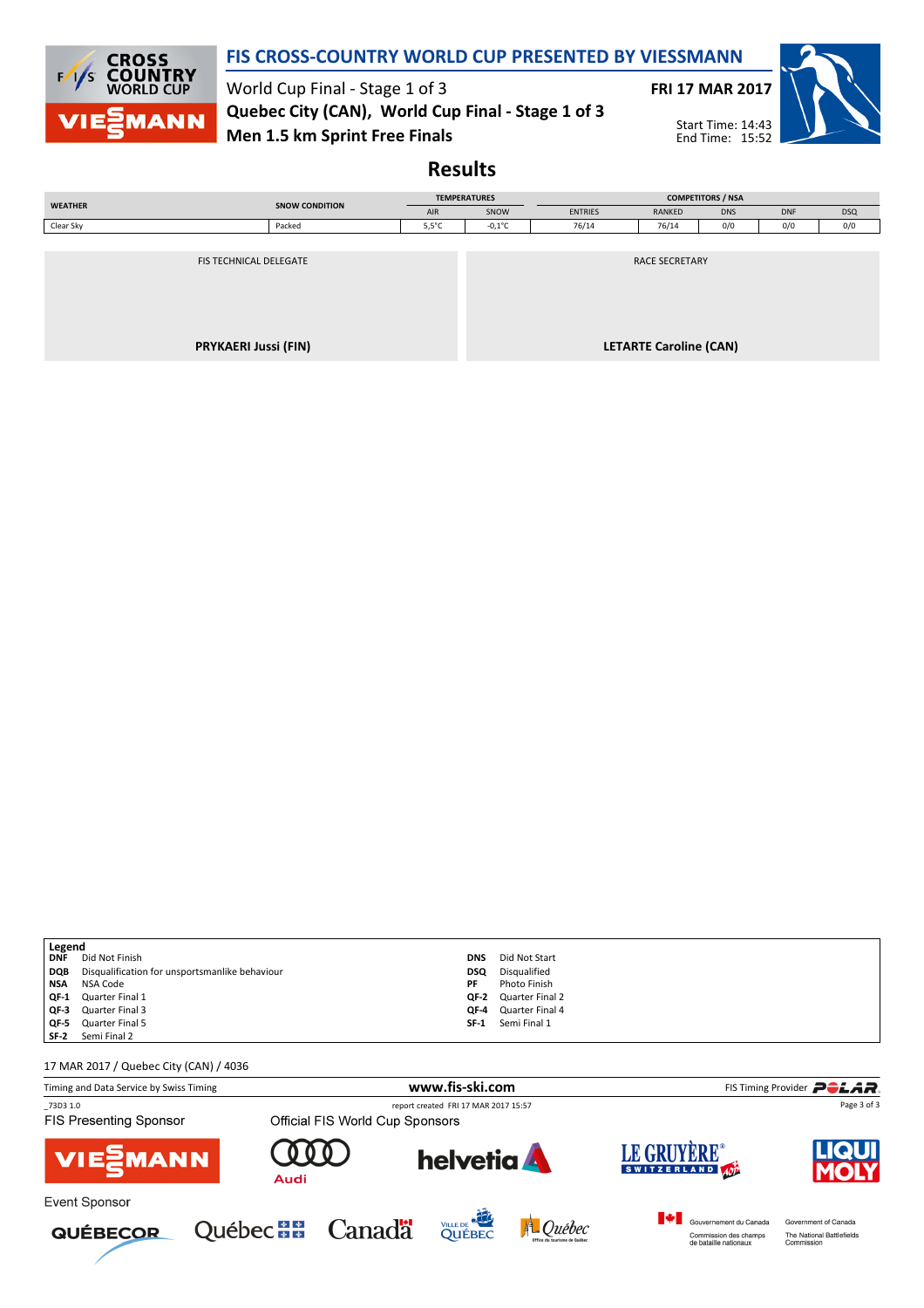# FIS CROSS-COUNTRY WORLD CUP PRESENTED BY VIESSMANN

World Cup Final - Stage 1 of 3

**FRI 17 MAR 2017**

**Quebec City (CAN), World Cup Final - Stage 1 of 3**

**Men 1.5 km Sprint Free Finals**

Start Time: 14:43
End Time: 15:52

## Results

| WEATHER | SNOW CONDITION | TEMPERATURES | | COMPETITORS / NSA | | | | |
|---|---|---|---|---|---|---|---|---|
| | | AIR | SNOW | ENTRIES | RANKED | DNS | DNF | DSQ |
| Clear Sky | Packed | 5,5°C | -0,1°C | 76/14 | 76/14 | 0/0 | 0/0 | 0/0 |

| FIS TECHNICAL DELEGATE | RACE SECRETARY |
|---|---|
| **PRYKAERI Jussi (FIN)** | **LETARTE Caroline (CAN)** |

**Legend**

| | | | |
|---|---|---|---|
| **DNF** | Did Not Finish | **DNS** | Did Not Start |
| **DQB** | Disqualification for unsportsmanlike behaviour | **DSQ** | Disqualified |
| **NSA** | NSA Code | **PF** | Photo Finish |
| **QF-1** | Quarter Final 1 | **QF-2** | Quarter Final 2 |
| **QF-3** | Quarter Final 3 | **QF-4** | Quarter Final 4 |
| **QF-5** | Quarter Final 5 | **SF-1** | Semi Final 1 |
| **SF-2** | Semi Final 2 | | |

17 MAR 2017 / Quebec City (CAN) / 4036

Timing and Data Service by Swiss Timing — www.fis-ski.com — FIS Timing Provider POLAR

_73D3 1.0 — report created FRI 17 MAR 2017 15:57

FIS Presenting Sponsor — Official FIS World Cup Sponsors

Event Sponsor